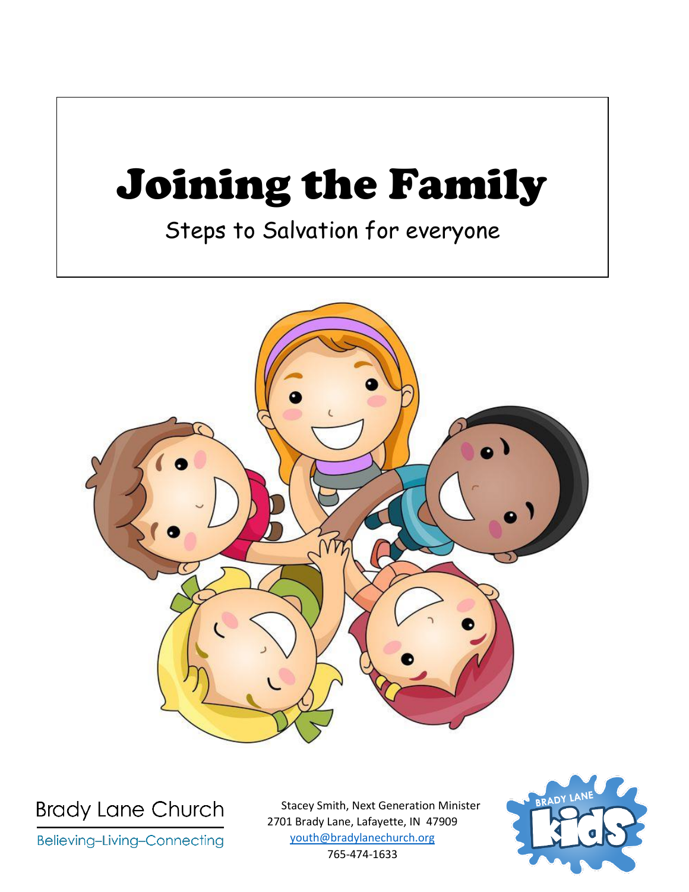# Joining the Family

Steps to Salvation for everyone

Brady Lane Church

Believing–Living–Connecting

Stacey Smith, Next Generation Minister
2701 Brady Lane, Lafayette, IN 47909
youth@bradylanechurch.org
765-474-1633

BRADY LANE kids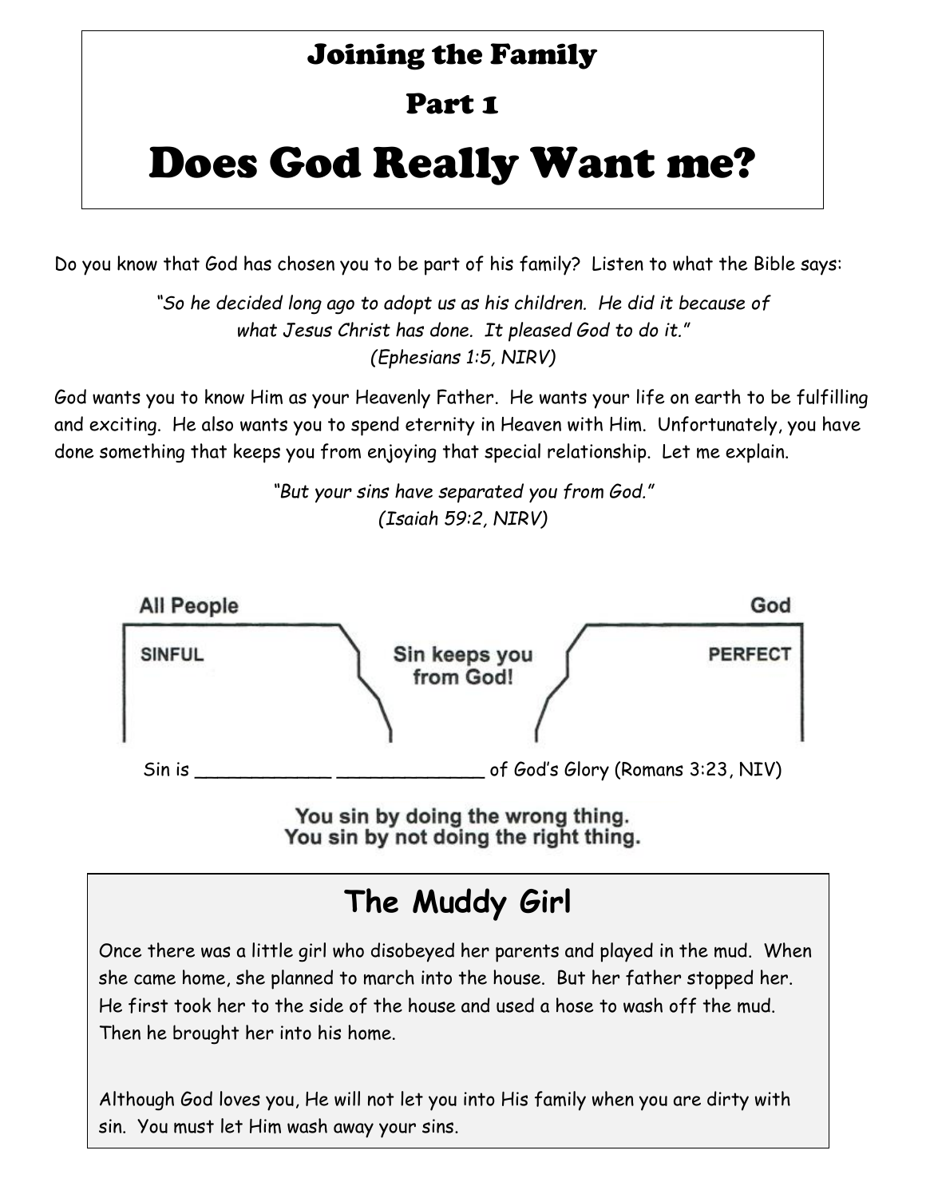# Joining the Family

## Part 1

# Does God Really Want me?

Do you know that God has chosen you to be part of his family? Listen to what the Bible says:

*"So he decided long ago to adopt us as his children. He did it because of what Jesus Christ has done. It pleased God to do it."*
*(Ephesians 1:5, NIRV)*

God wants you to know Him as your Heavenly Father. He wants your life on earth to be fulfilling and exciting. He also wants you to spend eternity in Heaven with Him. Unfortunately, you have done something that keeps you from enjoying that special relationship. Let me explain.

*"But your sins have separated you from God."*
*(Isaiah 59:2, NIRV)*

**All People** — SINFUL

**Sin keeps you from God!**

**God** — PERFECT

Sin is ____________ _____________ of God's Glory (Romans 3:23, NIV)

**You sin by doing the wrong thing.**
**You sin by not doing the right thing.**

## The Muddy Girl

Once there was a little girl who disobeyed her parents and played in the mud. When she came home, she planned to march into the house. But her father stopped her. He first took her to the side of the house and used a hose to wash off the mud. Then he brought her into his home.

Although God loves you, He will not let you into His family when you are dirty with sin. You must let Him wash away your sins.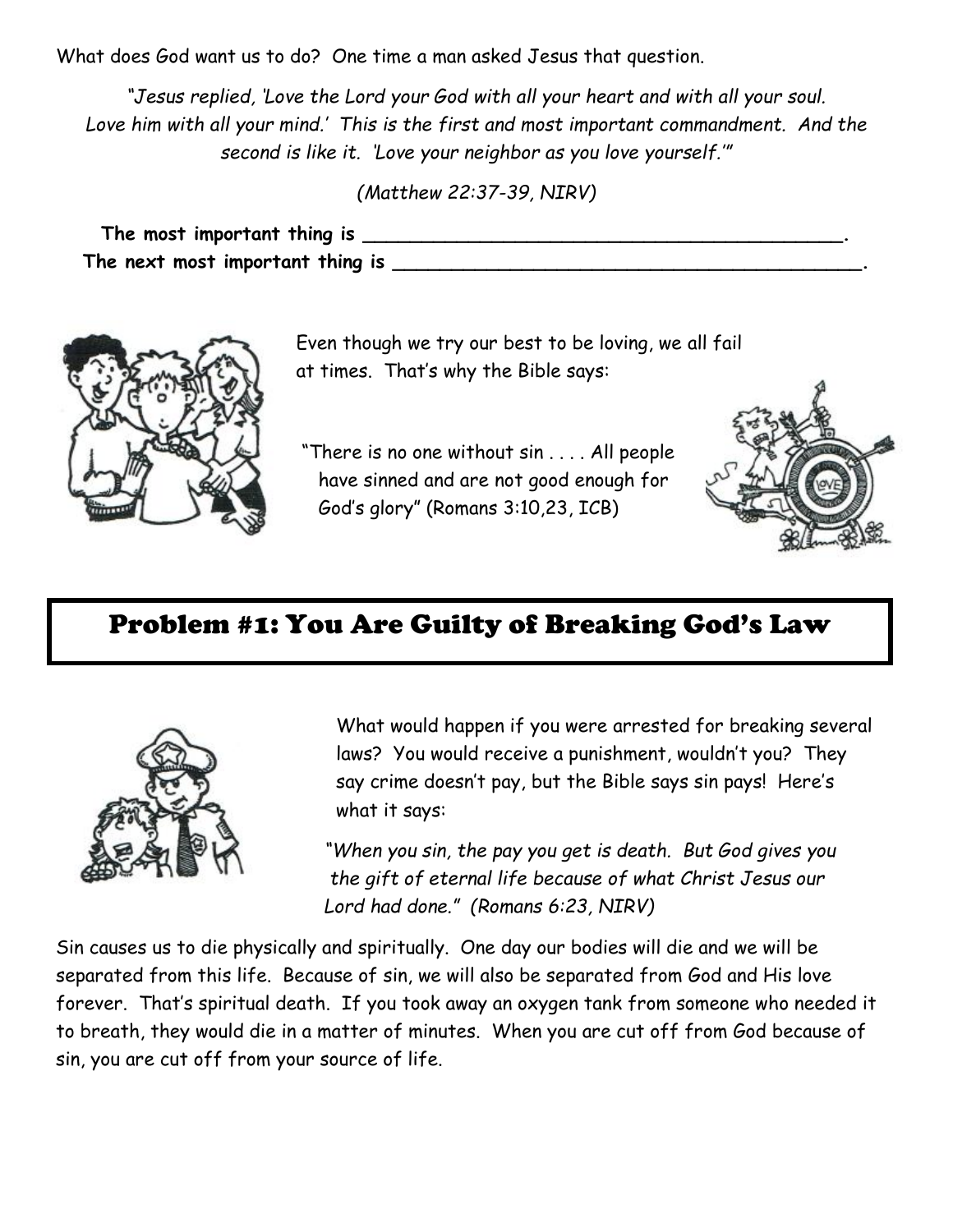What does God want us to do? One time a man asked Jesus that question.

*"Jesus replied, 'Love the Lord your God with all your heart and with all your soul. Love him with all your mind.' This is the first and most important commandment. And the second is like it. 'Love your neighbor as you love yourself.'"*

*(Matthew 22:37-39, NIRV)*

**The most important thing is ___________________________________________.**
**The next most important thing is ___________________________________________.**

Even though we try our best to be loving, we all fail at times. That's why the Bible says:

"There is no one without sin . . . . All people have sinned and are not good enough for God's glory" (Romans 3:10,23, ICB)

## Problem #1: You Are Guilty of Breaking God's Law

What would happen if you were arrested for breaking several laws? You would receive a punishment, wouldn't you? They say crime doesn't pay, but the Bible says sin pays! Here's what it says:

"*When you sin, the pay you get is death. But God gives you the gift of eternal life because of what Christ Jesus our Lord had done." (Romans 6:23, NIRV)*

Sin causes us to die physically and spiritually. One day our bodies will die and we will be separated from this life. Because of sin, we will also be separated from God and His love forever. That's spiritual death. If you took away an oxygen tank from someone who needed it to breath, they would die in a matter of minutes. When you are cut off from God because of sin, you are cut off from your source of life.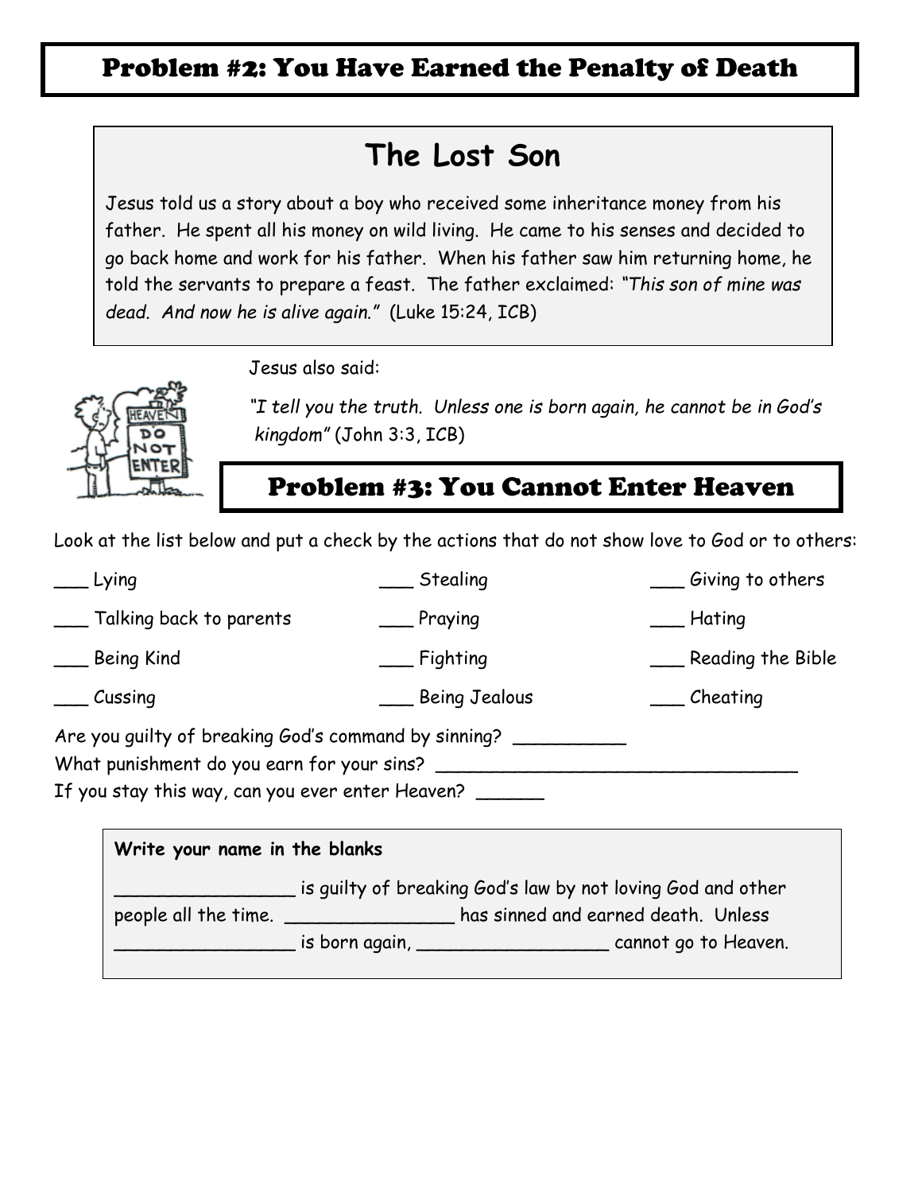## Problem #2: You Have Earned the Penalty of Death

### The Lost Son

Jesus told us a story about a boy who received some inheritance money from his father. He spent all his money on wild living. He came to his senses and decided to go back home and work for his father. When his father saw him returning home, he told the servants to prepare a feast. The father exclaimed: *"This son of mine was dead. And now he is alive again."* (Luke 15:24, ICB)

Jesus also said:

*"I tell you the truth. Unless one is born again, he cannot be in God's kingdom"* (John 3:3, ICB)

## Problem #3: You Cannot Enter Heaven

Look at the list below and put a check by the actions that do not show love to God or to others:

___ Lying
___ Talking back to parents
___ Being Kind
___ Cussing
___ Stealing
___ Praying
___ Fighting
___ Being Jealous
___ Giving to others
___ Hating
___ Reading the Bible
___ Cheating

Are you guilty of breaking God's command by sinning? __________
What punishment do you earn for your sins? _________________________________
If you stay this way, can you ever enter Heaven? ______

**Write your name in the blanks**

________________ is guilty of breaking God's law by not loving God and other people all the time. _______________ has sinned and earned death. Unless _________________ is born again, __________________ cannot go to Heaven.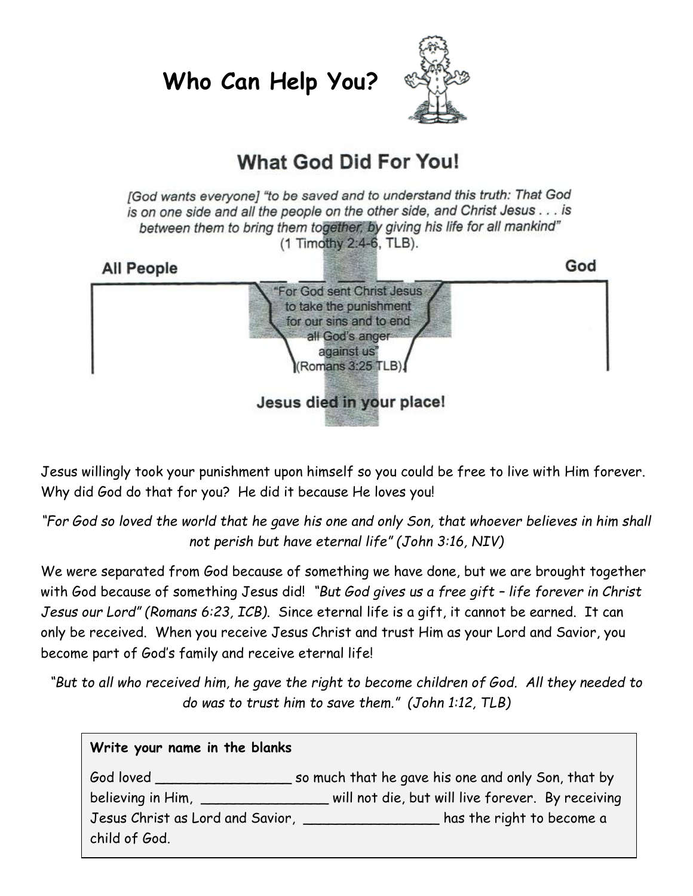# Who Can Help You?

## What God Did For You!

*[God wants everyone] "to be saved and to understand this truth: That God is on one side and all the people on the other side, and Christ Jesus . . . is between them to bring them together, by giving his life for all mankind"*
(1 Timothy 2:4-6, TLB).

**All People** **God**

"For God sent Christ Jesus to take the punishment for our sins and to end all God's anger against us" (Romans 3:25 TLB).

**Jesus died in your place!**

Jesus willingly took your punishment upon himself so you could be free to live with Him forever. Why did God do that for you? He did it because He loves you!

*"For God so loved the world that he gave his one and only Son, that whoever believes in him shall not perish but have eternal life" (John 3:16, NIV)*

We were separated from God because of something we have done, but we are brought together with God because of something Jesus did! *"But God gives us a free gift – life forever in Christ Jesus our Lord" (Romans 6:23, ICB).* Since eternal life is a gift, it cannot be earned. It can only be received. When you receive Jesus Christ and trust Him as your Lord and Savior, you become part of God's family and receive eternal life!

*"But to all who received him, he gave the right to become children of God. All they needed to do was to trust him to save them." (John 1:12, TLB)*

**Write your name in the blanks**

God loved ________________ so much that he gave his one and only Son, that by believing in Him, _______________ will not die, but will live forever. By receiving Jesus Christ as Lord and Savior, ________________ has the right to become a child of God.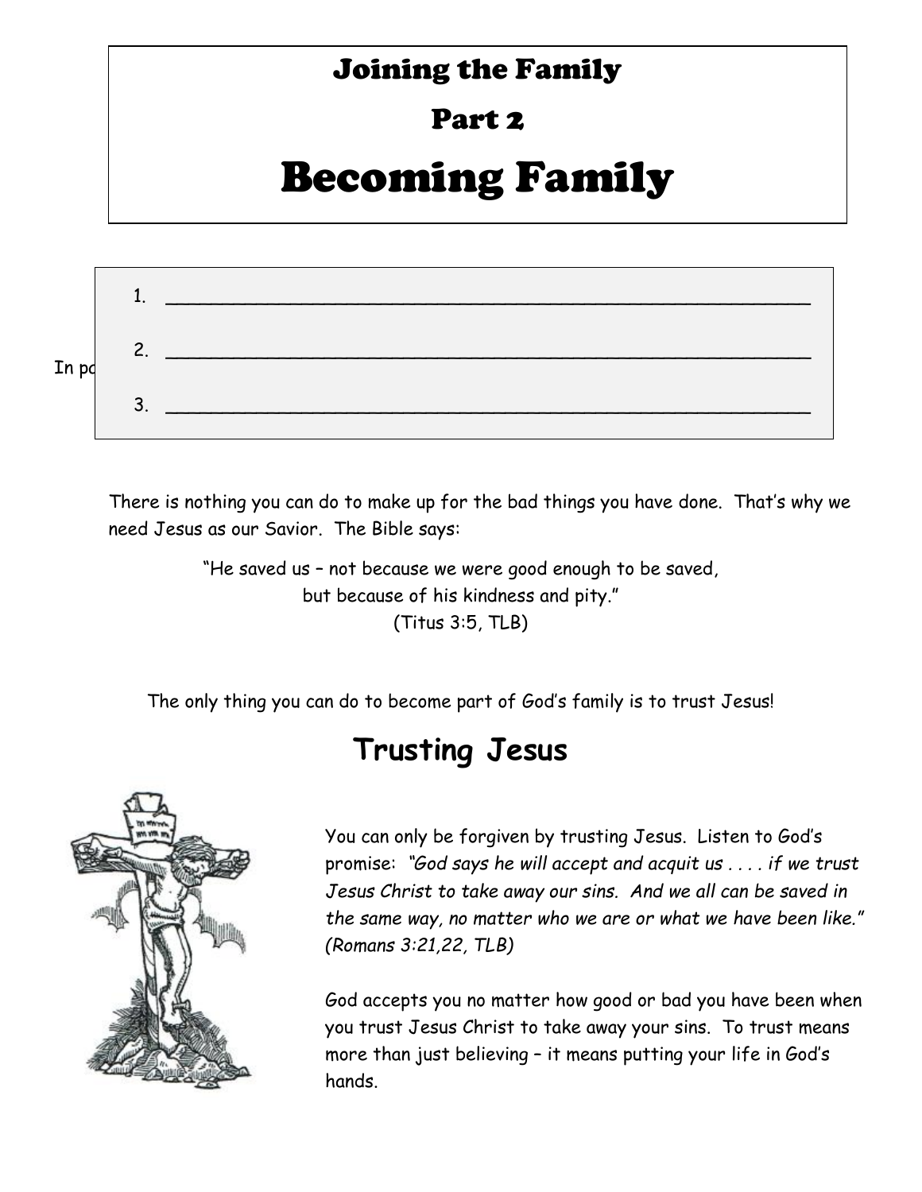# Joining the Family

## Part 2

# Becoming Family

In po

1. ________________________________________________
2. ________________________________________________
3. ________________________________________________

There is nothing you can do to make up for the bad things you have done. That's why we need Jesus as our Savior. The Bible says:

"He saved us – not because we were good enough to be saved,
but because of his kindness and pity."
(Titus 3:5, TLB)

The only thing you can do to become part of God's family is to trust Jesus!

## Trusting Jesus

You can only be forgiven by trusting Jesus. Listen to God's promise: *"God says he will accept and acquit us . . . . if we trust Jesus Christ to take away our sins. And we all can be saved in the same way, no matter who we are or what we have been like." (Romans 3:21,22, TLB)*

God accepts you no matter how good or bad you have been when you trust Jesus Christ to take away your sins. To trust means more than just believing – it means putting your life in God's hands.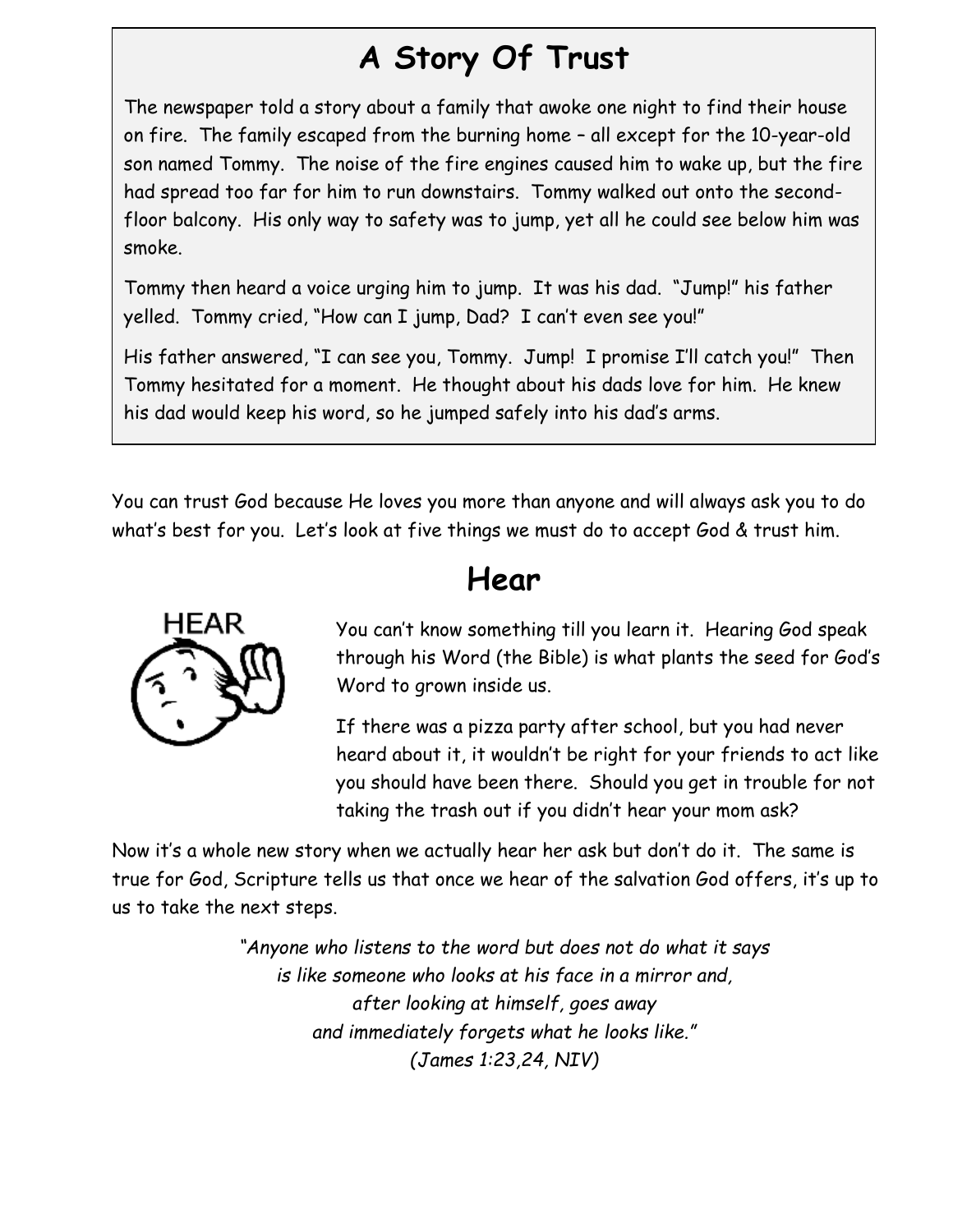## A Story Of Trust

The newspaper told a story about a family that awoke one night to find their house on fire. The family escaped from the burning home – all except for the 10-year-old son named Tommy. The noise of the fire engines caused him to wake up, but the fire had spread too far for him to run downstairs. Tommy walked out onto the second-floor balcony. His only way to safety was to jump, yet all he could see below him was smoke.

Tommy then heard a voice urging him to jump. It was his dad. "Jump!" his father yelled. Tommy cried, "How can I jump, Dad? I can't even see you!"

His father answered, "I can see you, Tommy. Jump! I promise I'll catch you!" Then Tommy hesitated for a moment. He thought about his dads love for him. He knew his dad would keep his word, so he jumped safely into his dad's arms.

You can trust God because He loves you more than anyone and will always ask you to do what's best for you. Let's look at five things we must do to accept God & trust him.

## Hear

You can't know something till you learn it. Hearing God speak through his Word (the Bible) is what plants the seed for God's Word to grown inside us.

If there was a pizza party after school, but you had never heard about it, it wouldn't be right for your friends to act like you should have been there. Should you get in trouble for not taking the trash out if you didn't hear your mom ask?

Now it's a whole new story when we actually hear her ask but don't do it. The same is true for God, Scripture tells us that once we hear of the salvation God offers, it's up to us to take the next steps.

*"Anyone who listens to the word but does not do what it says is like someone who looks at his face in a mirror and, after looking at himself, goes away and immediately forgets what he looks like." (James 1:23,24, NIV)*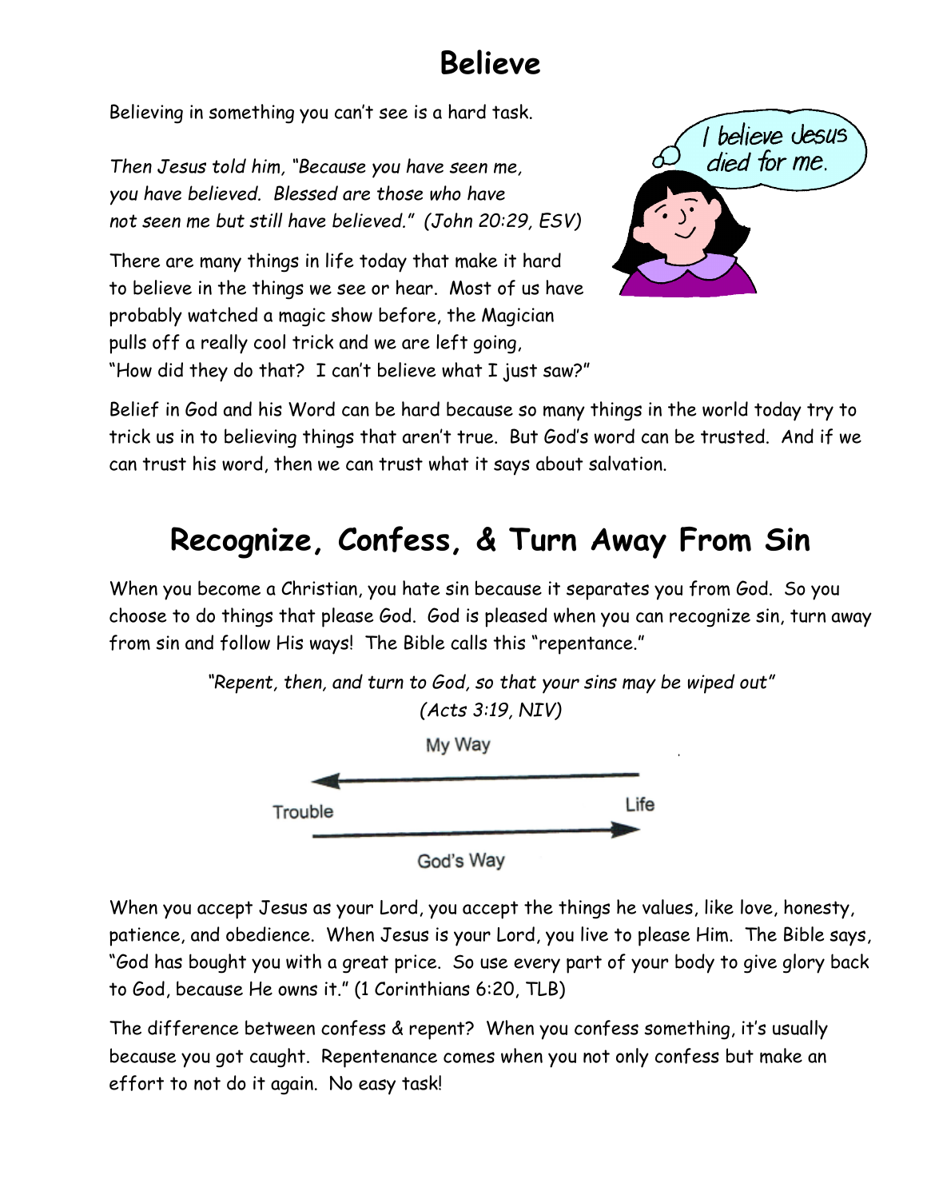# Believe

Believing in something you can't see is a hard task.

*Then Jesus told him, "Because you have seen me, you have believed. Blessed are those who have not seen me but still have believed." (John 20:29, ESV)*

There are many things in life today that make it hard to believe in the things we see or hear. Most of us have probably watched a magic show before, the Magician pulls off a really cool trick and we are left going, "How did they do that? I can't believe what I just saw?"

I believe Jesus died for me.

Belief in God and his Word can be hard because so many things in the world today try to trick us in to believing things that aren't true. But God's word can be trusted. And if we can trust his word, then we can trust what it says about salvation.

# Recognize, Confess, & Turn Away From Sin

When you become a Christian, you hate sin because it separates you from God. So you choose to do things that please God. God is pleased when you can recognize sin, turn away from sin and follow His ways! The Bible calls this "repentance."

*"Repent, then, and turn to God, so that your sins may be wiped out" (Acts 3:19, NIV)*

My Way

Trouble ← → Life

God's Way

When you accept Jesus as your Lord, you accept the things he values, like love, honesty, patience, and obedience. When Jesus is your Lord, you live to please Him. The Bible says, "God has bought you with a great price. So use every part of your body to give glory back to God, because He owns it." (1 Corinthians 6:20, TLB)

The difference between confess & repent? When you confess something, it's usually because you got caught. Repentenance comes when you not only confess but make an effort to not do it again. No easy task!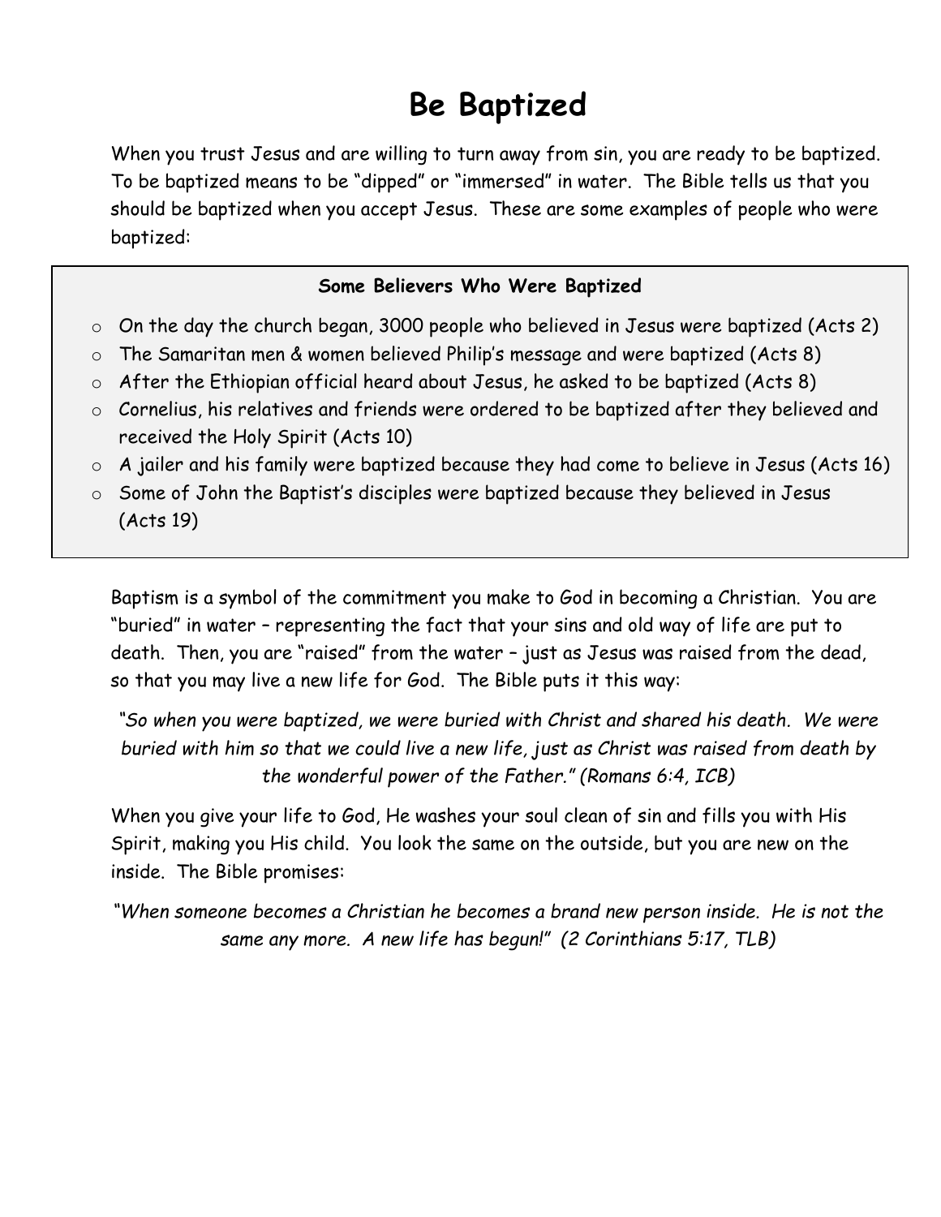# Be Baptized

When you trust Jesus and are willing to turn away from sin, you are ready to be baptized. To be baptized means to be "dipped" or "immersed" in water. The Bible tells us that you should be baptized when you accept Jesus. These are some examples of people who were baptized:

**Some Believers Who Were Baptized**

- On the day the church began, 3000 people who believed in Jesus were baptized (Acts 2)
- The Samaritan men & women believed Philip's message and were baptized (Acts 8)
- After the Ethiopian official heard about Jesus, he asked to be baptized (Acts 8)
- Cornelius, his relatives and friends were ordered to be baptized after they believed and received the Holy Spirit (Acts 10)
- A jailer and his family were baptized because they had come to believe in Jesus (Acts 16)
- Some of John the Baptist's disciples were baptized because they believed in Jesus (Acts 19)

Baptism is a symbol of the commitment you make to God in becoming a Christian. You are "buried" in water – representing the fact that your sins and old way of life are put to death. Then, you are "raised" from the water – just as Jesus was raised from the dead, so that you may live a new life for God. The Bible puts it this way:

*"So when you were baptized, we were buried with Christ and shared his death. We were buried with him so that we could live a new life, just as Christ was raised from death by the wonderful power of the Father." (Romans 6:4, ICB)*

When you give your life to God, He washes your soul clean of sin and fills you with His Spirit, making you His child. You look the same on the outside, but you are new on the inside. The Bible promises:

*"When someone becomes a Christian he becomes a brand new person inside. He is not the same any more. A new life has begun!" (2 Corinthians 5:17, TLB)*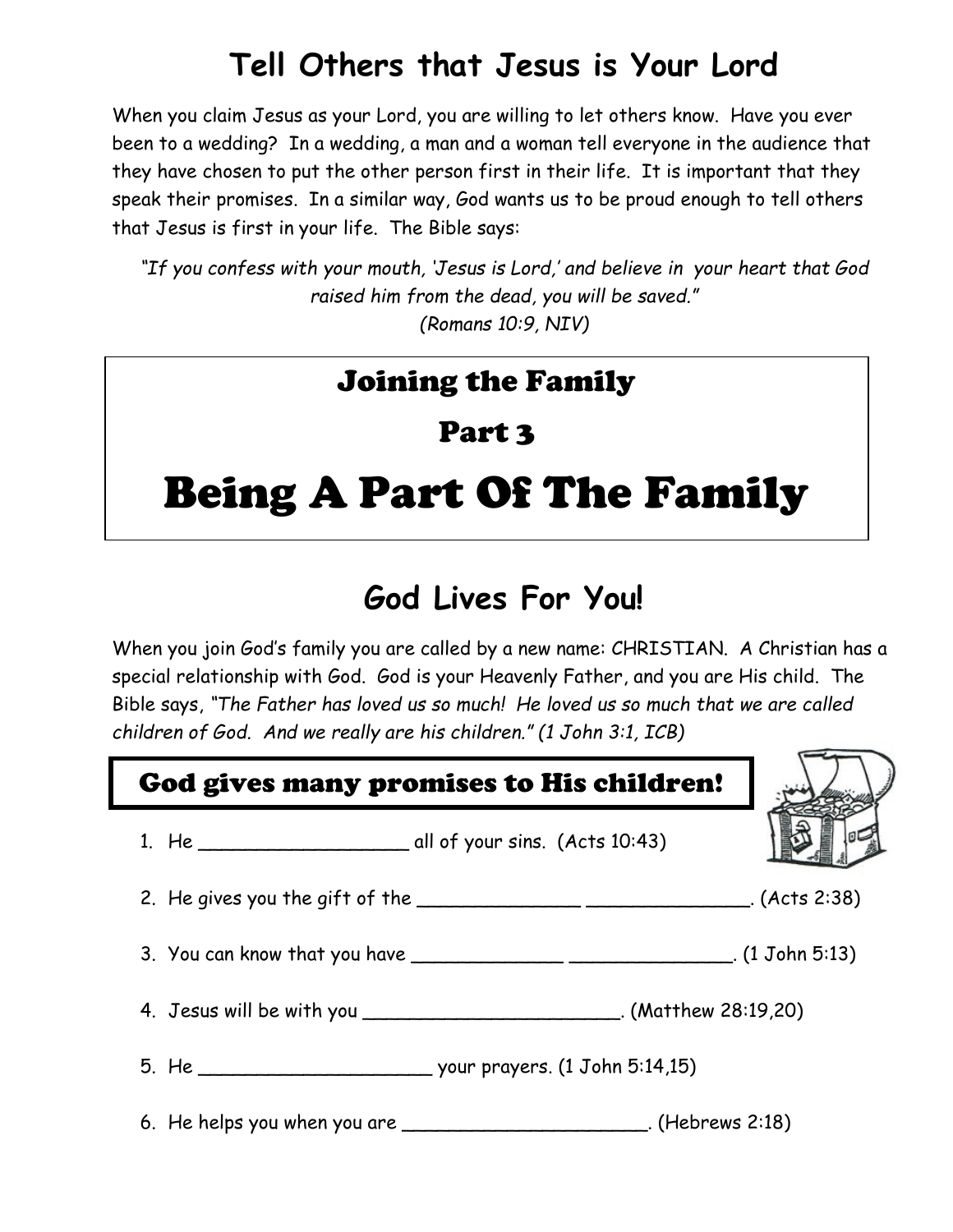## Tell Others that Jesus is Your Lord

When you claim Jesus as your Lord, you are willing to let others know. Have you ever been to a wedding? In a wedding, a man and a woman tell everyone in the audience that they have chosen to put the other person first in their life. It is important that they speak their promises. In a similar way, God wants us to be proud enough to tell others that Jesus is first in your life. The Bible says:

*"If you confess with your mouth, 'Jesus is Lord,' and believe in your heart that God raised him from the dead, you will be saved."*
*(Romans 10:9, NIV)*

# Joining the Family

## Part 3

# Being A Part Of The Family

## God Lives For You!

When you join God's family you are called by a new name: CHRISTIAN. A Christian has a special relationship with God. God is your Heavenly Father, and you are His child. The Bible says, "*The Father has loved us so much! He loved us so much that we are called children of God. And we really are his children." (1 John 3:1, ICB)*

### God gives many promises to His children!

1. He __________________ all of your sins. (Acts 10:43)
2. He gives you the gift of the ______________ ______________. (Acts 2:38)
3. You can know that you have _____________ ______________. (1 John 5:13)
4. Jesus will be with you ______________________. (Matthew 28:19,20)
5. He ____________________ your prayers. (1 John 5:14,15)
6. He helps you when you are ______________________. (Hebrews 2:18)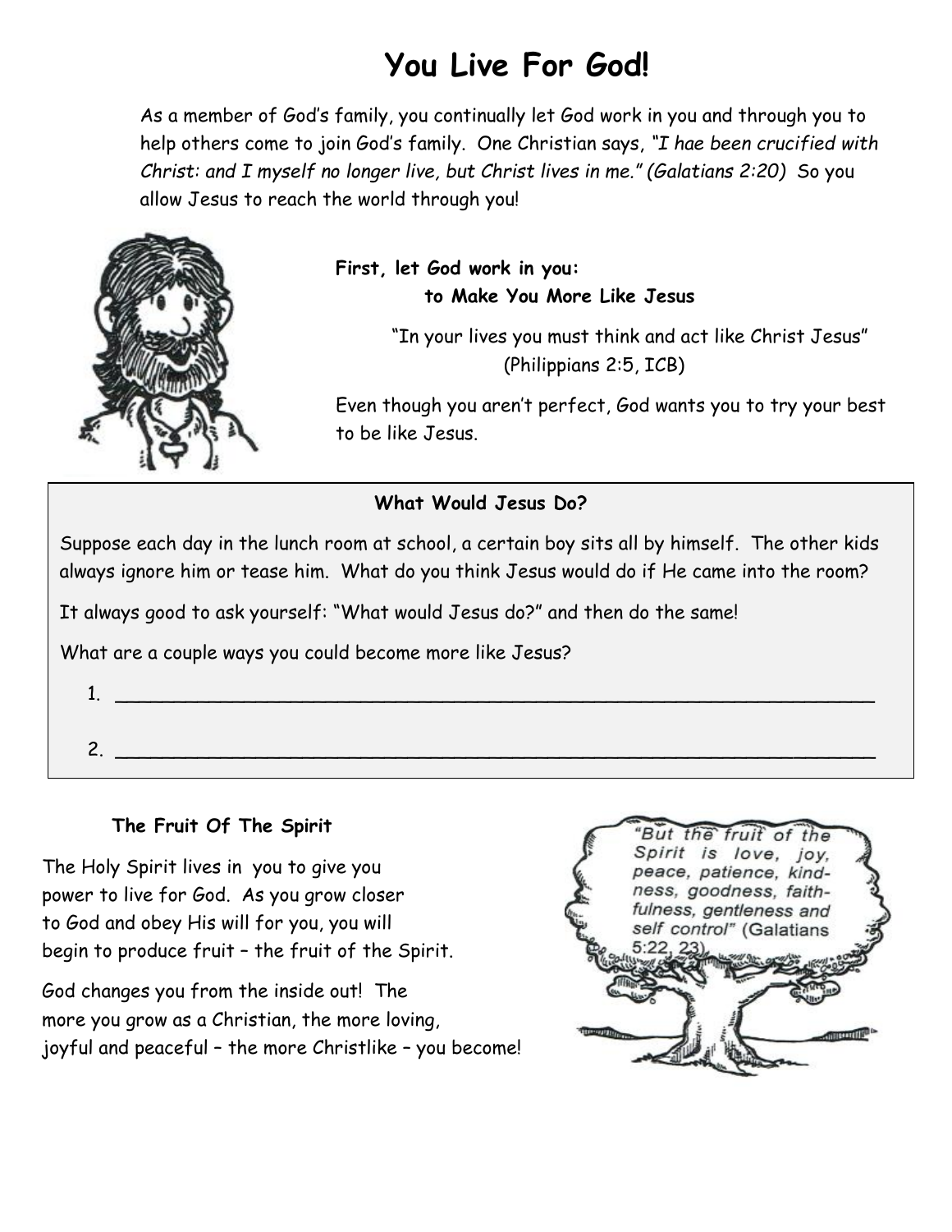# You Live For God!

As a member of God's family, you continually let God work in you and through you to help others come to join God's family. One Christian says, *"I hae been crucified with Christ: and I myself no longer live, but Christ lives in me." (Galatians 2:20)* So you allow Jesus to reach the world through you!

**First, let God work in you:**
**to Make You More Like Jesus**

"In your lives you must think and act like Christ Jesus" (Philippians 2:5, ICB)

Even though you aren't perfect, God wants you to try your best to be like Jesus.

**What Would Jesus Do?**

Suppose each day in the lunch room at school, a certain boy sits all by himself. The other kids always ignore him or tease him. What do you think Jesus would do if He came into the room?

It always good to ask yourself: "What would Jesus do?" and then do the same!

What are a couple ways you could become more like Jesus?

1. ____________________________________________

2. ____________________________________________

**The Fruit Of The Spirit**

The Holy Spirit lives in you to give you power to live for God. As you grow closer to God and obey His will for you, you will begin to produce fruit – the fruit of the Spirit.

God changes you from the inside out! The more you grow as a Christian, the more loving, joyful and peaceful – the more Christlike – you become!

*"But the fruit of the Spirit is love, joy, peace, patience, kindness, goodness, faithfulness, gentleness and self control"* (Galatians 5:22, 23)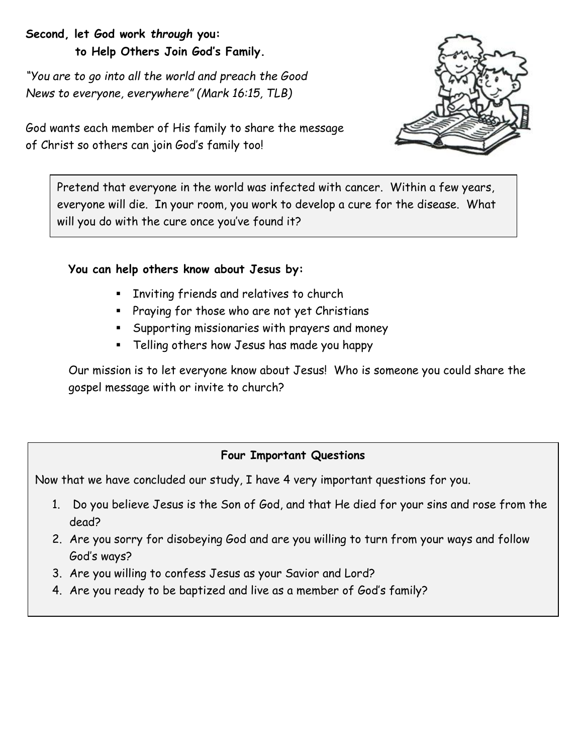**Second, let God work *through* you: to Help Others Join God's Family.**

*"You are to go into all the world and preach the Good News to everyone, everywhere" (Mark 16:15, TLB)*

God wants each member of His family to share the message of Christ so others can join God's family too!

Pretend that everyone in the world was infected with cancer. Within a few years, everyone will die. In your room, you work to develop a cure for the disease. What will you do with the cure once you've found it?

**You can help others know about Jesus by:**

- Inviting friends and relatives to church
- Praying for those who are not yet Christians
- Supporting missionaries with prayers and money
- Telling others how Jesus has made you happy

Our mission is to let everyone know about Jesus! Who is someone you could share the gospel message with or invite to church?

**Four Important Questions**

Now that we have concluded our study, I have 4 very important questions for you.

1. Do you believe Jesus is the Son of God, and that He died for your sins and rose from the dead?
2. Are you sorry for disobeying God and are you willing to turn from your ways and follow God's ways?
3. Are you willing to confess Jesus as your Savior and Lord?
4. Are you ready to be baptized and live as a member of God's family?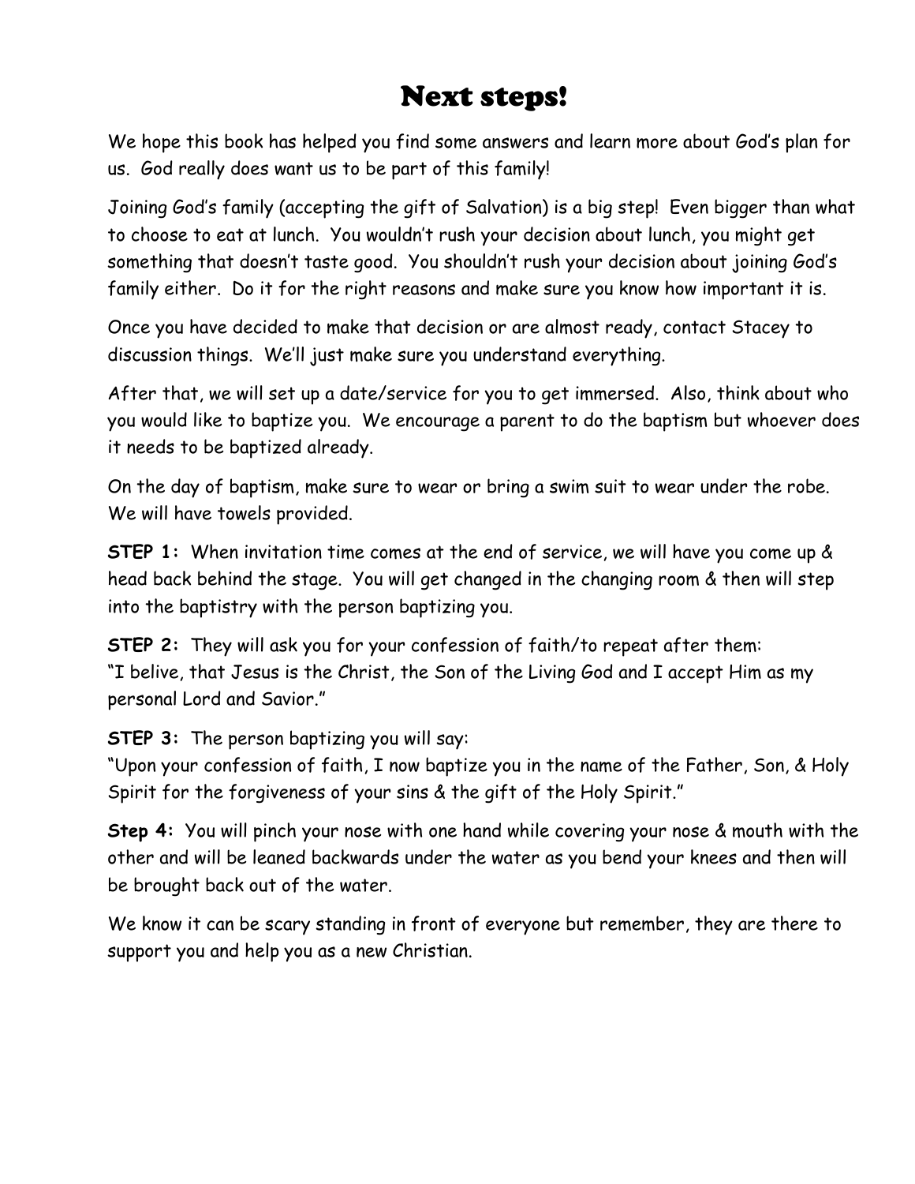# Next steps!

We hope this book has helped you find some answers and learn more about God's plan for us. God really does want us to be part of this family!

Joining God's family (accepting the gift of Salvation) is a big step! Even bigger than what to choose to eat at lunch. You wouldn't rush your decision about lunch, you might get something that doesn't taste good. You shouldn't rush your decision about joining God's family either. Do it for the right reasons and make sure you know how important it is.

Once you have decided to make that decision or are almost ready, contact Stacey to discussion things. We'll just make sure you understand everything.

After that, we will set up a date/service for you to get immersed. Also, think about who you would like to baptize you. We encourage a parent to do the baptism but whoever does it needs to be baptized already.

On the day of baptism, make sure to wear or bring a swim suit to wear under the robe. We will have towels provided.

**STEP 1:** When invitation time comes at the end of service, we will have you come up & head back behind the stage. You will get changed in the changing room & then will step into the baptistry with the person baptizing you.

**STEP 2:** They will ask you for your confession of faith/to repeat after them:
"I belive, that Jesus is the Christ, the Son of the Living God and I accept Him as my personal Lord and Savior."

**STEP 3:** The person baptizing you will say:
"Upon your confession of faith, I now baptize you in the name of the Father, Son, & Holy Spirit for the forgiveness of your sins & the gift of the Holy Spirit."

**Step 4:** You will pinch your nose with one hand while covering your nose & mouth with the other and will be leaned backwards under the water as you bend your knees and then will be brought back out of the water.

We know it can be scary standing in front of everyone but remember, they are there to support you and help you as a new Christian.